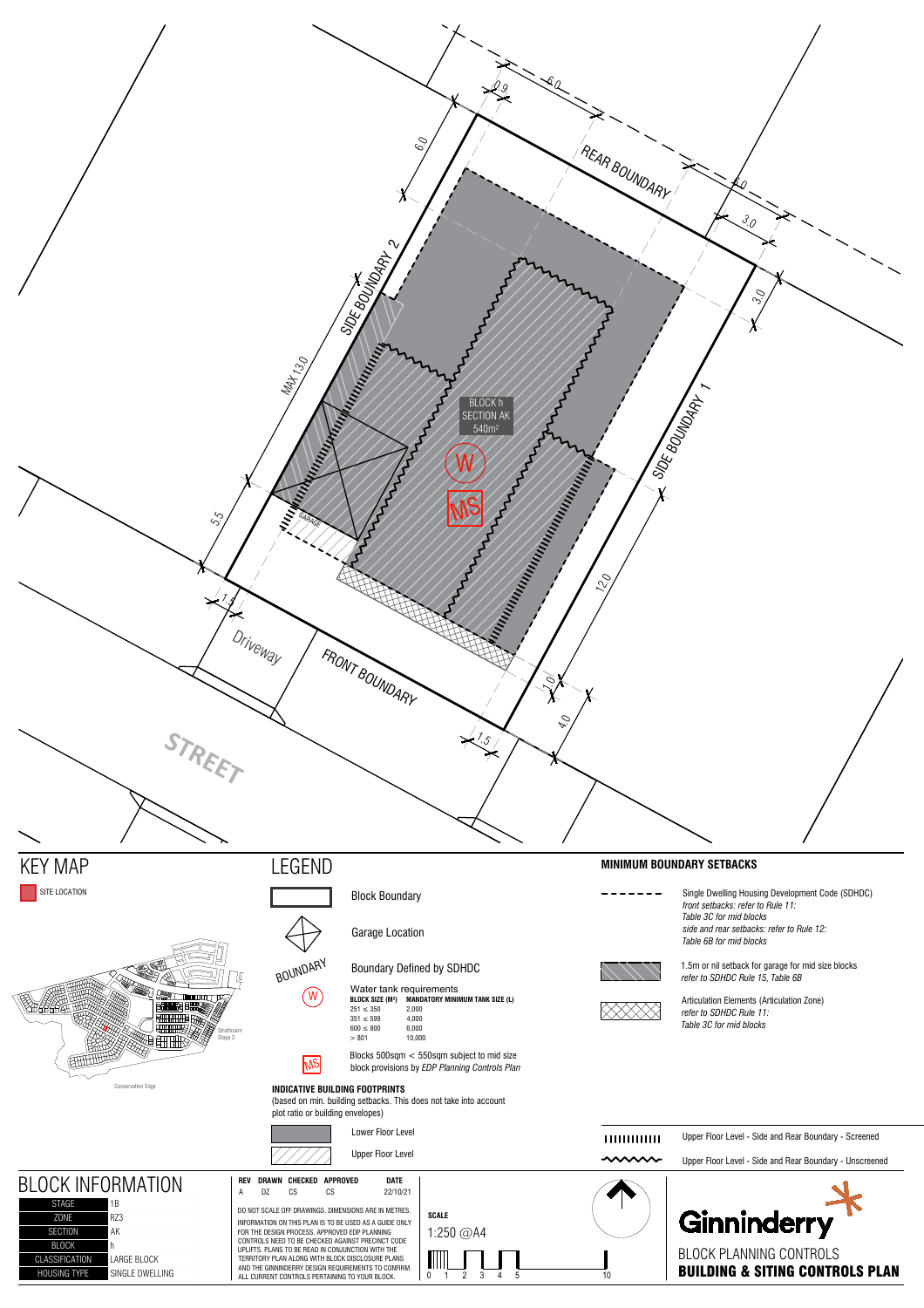REAR BOUNDARY

SIDE BOUNDARY 2

SIDE BOUNDARY 1

FRONT BOUNDARY

Driveway

STREET

GARAGE

BLOCK h
SECTION AK
540m²

W

MS

6.0 0.9 6.0 6.0 3.0 3.0 MAX 13.0 5.5 1.5 12.0 1.0 4.0 1.5

# KEY MAP

SITE LOCATION

Strathnairn Stage 2

Conservation Edge

# LEGEND

Block Boundary

Garage Location

BOUNDARY — Boundary Defined by SDHDC

W — Water tank requirements

| BLOCK SIZE (M²) | MANDATORY MINIMUM TANK SIZE (L) |
|---|---|
| 251 ≤ 350 | 2,000 |
| 351 ≤ 599 | 4,000 |
| 600 ≤ 800 | 6,000 |
| > 801 | 10,000 |

MS — Blocks 500sqm < 550sqm subject to mid size block provisions by *EDP Planning Controls Plan*

**INDICATIVE BUILDING FOOTPRINTS**
(based on min. building setbacks. This does not take into account plot ratio or building envelopes)

Lower Floor Level

Upper Floor Level

**MINIMUM BOUNDARY SETBACKS**

Single Dwelling Housing Development Code (SDHDC)
*front setbacks: refer to Rule 11: Table 3C for mid blocks*
*side and rear setbacks: refer to Rule 12: Table 6B for mid blocks*

1.5m or nil setback for garage for mid size blocks
*refer to SDHDC Rule 15, Table 6B*

Articulation Elements (Articulation Zone)
*refer to SDHDC Rule 11: Table 3C for mid blocks*

Upper Floor Level - Side and Rear Boundary - Screened

Upper Floor Level - Side and Rear Boundary - Unscreened

# BLOCK INFORMATION

| | |
|---|---|
| STAGE | 1B |
| ZONE | RZ3 |
| SECTION | AK |
| BLOCK | h |
| CLASSIFICATION | LARGE BLOCK |
| HOUSING TYPE | SINGLE DWELLING |

| REV | DRAWN | CHECKED | APPROVED | DATE |
|---|---|---|---|---|
| A | DZ | CS | CS | 22/10/21 |

DO NOT SCALE OFF DRAWINGS. DIMENSIONS ARE IN METRES.

INFORMATION ON THIS PLAN IS TO BE USED AS A GUIDE ONLY FOR THE DESIGN PROCESS. APPROVED EDP PLANNING CONTROLS NEED TO BE CHECKED AGAINST PRECINCT CODE UPLIFTS. PLANS TO BE READ IN CONJUNCTION WITH THE TERRITORY PLAN ALONG WITH BLOCK DISCLOSURE PLANS AND THE GINNINDERRY DESIGN REQUIREMENTS TO CONFIRM ALL CURRENT CONTROLS PERTAINING TO YOUR BLOCK.

**SCALE**
1:250 @A4

0 1 2 3 4 5 10

Ginninderry

BLOCK PLANNING CONTROLS
**BUILDING & SITING CONTROLS PLAN**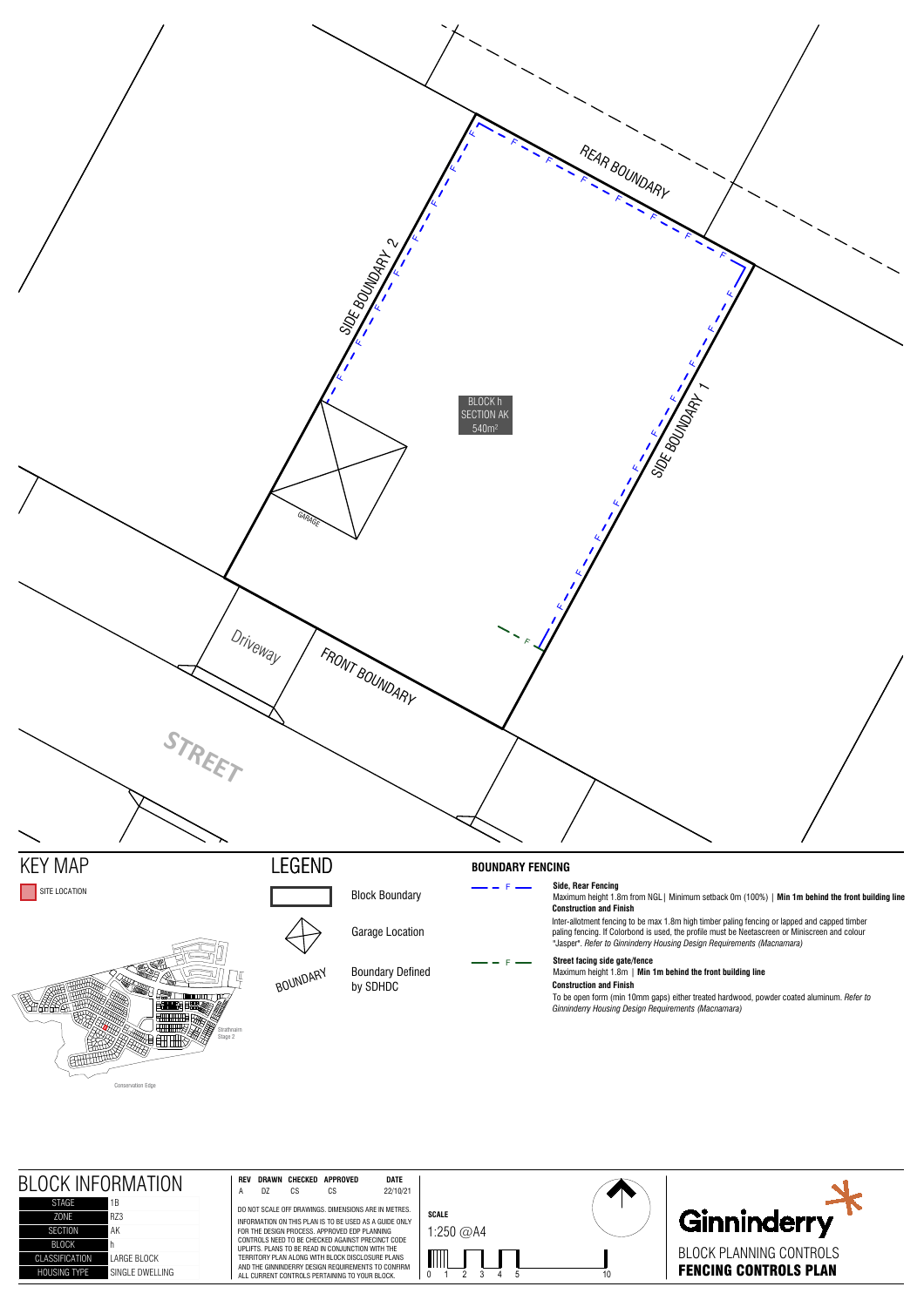REAR BOUNDARY

SIDE BOUNDARY 2

SIDE BOUNDARY 1

BLOCK h
SECTION AK
540m²

GARAGE

Driveway

FRONT BOUNDARY

STREET

## KEY MAP

SITE LOCATION

Strathnairn Stage 2

Conservation Edge

## LEGEND

Block Boundary

Garage Location

BOUNDARY — Boundary Defined by SDHDC

## BOUNDARY FENCING

**Side, Rear Fencing**
Maximum height 1.8m from NGL | Minimum setback 0m (100%) | **Min 1m behind the front building line**
**Construction and Finish**
Inter-allotment fencing to be max 1.8m high timber paling fencing or lapped and capped timber paling fencing. If Colorbond is used, the profile must be Neetascreen or Miniscreen and colour "Jasper". *Refer to Ginninderry Housing Design Requirements (Macnamara)*

**Street facing side gate/fence**
Maximum height 1.8m | **Min 1m behind the front building line**
**Construction and Finish**
To be open form (min 10mm gaps) either treated hardwood, powder coated aluminum. *Refer to Ginninderry Housing Design Requirements (Macnamara)*

## BLOCK INFORMATION

| | |
|---|---|
| STAGE | 1B |
| ZONE | RZ3 |
| SECTION | AK |
| BLOCK | h |
| CLASSIFICATION | LARGE BLOCK |
| HOUSING TYPE | SINGLE DWELLING |

| REV | DRAWN | CHECKED | APPROVED | DATE |
|---|---|---|---|---|
| A | DZ | CS | CS | 22/10/21 |

DO NOT SCALE OFF DRAWINGS. DIMENSIONS ARE IN METRES.
INFORMATION ON THIS PLAN IS TO BE USED AS A GUIDE ONLY FOR THE DESIGN PROCESS. APPROVED EDP PLANNING CONTROLS NEED TO BE CHECKED AGAINST PRECINCT CODE UPLIFTS. PLANS TO BE READ IN CONJUNCTION WITH THE TERRITORY PLAN ALONG WITH BLOCK DISCLOSURE PLANS AND THE GINNINDERRY DESIGN REQUIREMENTS TO CONFIRM ALL CURRENT CONTROLS PERTAINING TO YOUR BLOCK.

**SCALE**
1:250 @A4

0 1 2 3 4 5 10

Ginninderry

BLOCK PLANNING CONTROLS
**FENCING CONTROLS PLAN**